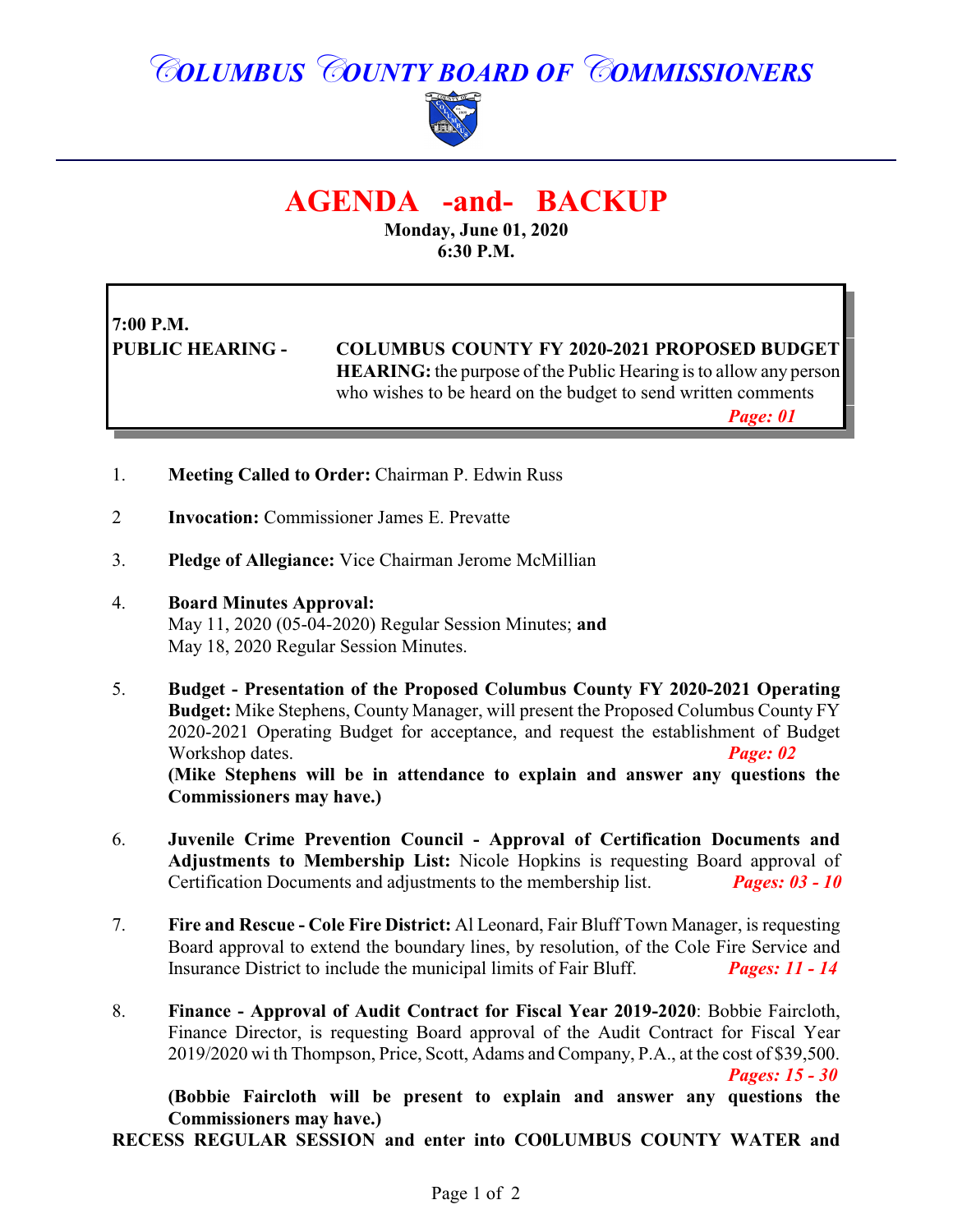# COLUMBUS COUNTY BOARD OF COMMISSIONERS

## AGENDA -and- BACKUP

**Monday, June 01, 2020**
**6:30 P.M.**

**7:00 P.M.**
**PUBLIC HEARING -** **COLUMBUS COUNTY FY 2020-2021 PROPOSED BUDGET HEARING:** the purpose of the Public Hearing is to allow any person who wishes to be heard on the budget to send written comments *Page: 01*

1. **Meeting Called to Order:** Chairman P. Edwin Russ

2. **Invocation:** Commissioner James E. Prevatte

3. **Pledge of Allegiance:** Vice Chairman Jerome McMillian

4. **Board Minutes Approval:**
   May 11, 2020 (05-04-2020) Regular Session Minutes; **and**
   May 18, 2020 Regular Session Minutes.

5. **Budget - Presentation of the Proposed Columbus County FY 2020-2021 Operating Budget:** Mike Stephens, County Manager, will present the Proposed Columbus County FY 2020-2021 Operating Budget for acceptance, and request the establishment of Budget Workshop dates. *Page: 02*
   **(Mike Stephens will be in attendance to explain and answer any questions the Commissioners may have.)**

6. **Juvenile Crime Prevention Council - Approval of Certification Documents and Adjustments to Membership List:** Nicole Hopkins is requesting Board approval of Certification Documents and adjustments to the membership list. *Pages: 03 - 10*

7. **Fire and Rescue - Cole Fire District:** Al Leonard, Fair Bluff Town Manager, is requesting Board approval to extend the boundary lines, by resolution, of the Cole Fire Service and Insurance District to include the municipal limits of Fair Bluff. *Pages: 11 - 14*

8. **Finance - Approval of Audit Contract for Fiscal Year 2019-2020**: Bobbie Faircloth, Finance Director, is requesting Board approval of the Audit Contract for Fiscal Year 2019/2020 wi th Thompson, Price, Scott, Adams and Company, P.A., at the cost of $39,500. *Pages: 15 - 30*
   **(Bobbie Faircloth will be present to explain and answer any questions the Commissioners may have.)**

**RECESS REGULAR SESSION and enter into CO0LUMBUS COUNTY WATER and**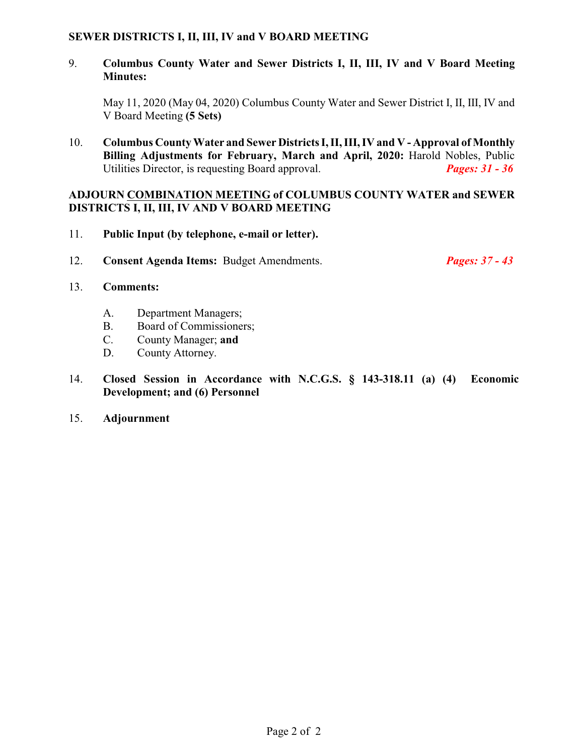**SEWER DISTRICTS I, II, III, IV and V BOARD MEETING**

9. **Columbus County Water and Sewer Districts I, II, III, IV and V Board Meeting Minutes:**

   May 11, 2020 (May 04, 2020) Columbus County Water and Sewer District I, II, III, IV and V Board Meeting **(5 Sets)**

10. **Columbus County Water and Sewer Districts I, II, III, IV and V - Approval of Monthly Billing Adjustments for February, March and April, 2020:** Harold Nobles, Public Utilities Director, is requesting Board approval. ***Pages: 31 - 36***

**ADJOURN <u>COMBINATION MEETING</u> of COLUMBUS COUNTY WATER and SEWER DISTRICTS I, II, III, IV AND V BOARD MEETING**

11. **Public Input (by telephone, e-mail or letter).**

12. **Consent Agenda Items:** Budget Amendments. ***Pages: 37 - 43***

13. **Comments:**

    A. Department Managers;
    B. Board of Commissioners;
    C. County Manager; **and**
    D. County Attorney.

14. **Closed Session in Accordance with N.C.G.S. § 143-318.11 (a) (4) Economic Development; and (6) Personnel**

15. **Adjournment**